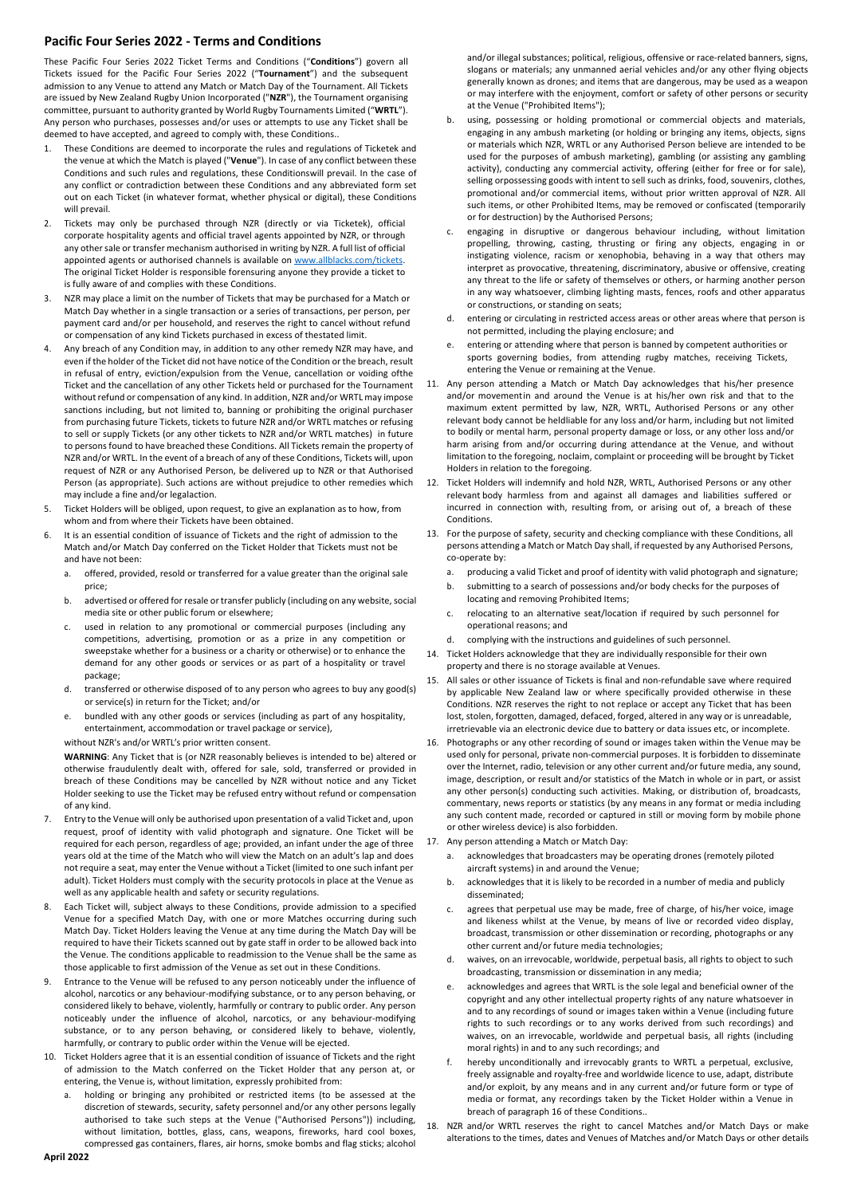## Pacific Four Series 2022 - Terms and Conditions

These Pacific Four Series 2022 Ticket Terms and Conditions ("**Conditions**") govern all Tickets issued for the Pacific Four Series 2022 ("**Tournament**") and the subsequent admission to any Venue to attend any Match or Match Day of the Tournament. All Tickets are issued by New Zealand Rugby Union Incorporated ("**NZR**"), the Tournament organising committee, pursuant to authority granted by World Rugby Tournaments Limited ("**WRTL**"). Any person who purchases, possesses and/or uses or attempts to use any Ticket shall be deemed to have accepted, and agreed to comply with, these Conditions..

1. These Conditions are deemed to incorporate the rules and regulations of Ticketek and the venue at which the Match is played ("**Venue**"). In case of any conflict between these Conditions and such rules and regulations, these Conditionswill prevail. In the case of any conflict or contradiction between these Conditions and any abbreviated form set out on each Ticket (in whatever format, whether physical or digital), these Conditions will prevail.
2. Tickets may only be purchased through NZR (directly or via Ticketek), official corporate hospitality agents and official travel agents appointed by NZR, or through any other sale or transfer mechanism authorised in writing by NZR. A full list of official appointed agents or authorised channels is available on www.allblacks.com/tickets. The original Ticket Holder is responsible forensuring anyone they provide a ticket to is fully aware of and complies with these Conditions.
3. NZR may place a limit on the number of Tickets that may be purchased for a Match or Match Day whether in a single transaction or a series of transactions, per person, per payment card and/or per household, and reserves the right to cancel without refund or compensation of any kind Tickets purchased in excess of thestated limit.
4. Any breach of any Condition may, in addition to any other remedy NZR may have, and even if the holder of the Ticket did not have notice of the Condition or the breach, result in refusal of entry, eviction/expulsion from the Venue, cancellation or voiding ofthe Ticket and the cancellation of any other Tickets held or purchased for the Tournament without refund or compensation of any kind. In addition, NZR and/or WRTL may impose sanctions including, but not limited to, banning or prohibiting the original purchaser from purchasing future Tickets, tickets to future NZR and/or WRTL matches or refusing to sell or supply Tickets (or any other tickets to NZR and/or WRTL matches) in future to persons found to have breached these Conditions. All Tickets remain the property of NZR and/or WRTL. In the event of a breach of any of these Conditions, Tickets will, upon request of NZR or any Authorised Person, be delivered up to NZR or that Authorised Person (as appropriate). Such actions are without prejudice to other remedies which may include a fine and/or legalaction.
5. Ticket Holders will be obliged, upon request, to give an explanation as to how, from whom and from where their Tickets have been obtained.
6. It is an essential condition of issuance of Tickets and the right of admission to the Match and/or Match Day conferred on the Ticket Holder that Tickets must not be and have not been:
   a. offered, provided, resold or transferred for a value greater than the original sale price;
   b. advertised or offered for resale or transfer publicly (including on any website, social media site or other public forum or elsewhere;
   c. used in relation to any promotional or commercial purposes (including any competitions, advertising, promotion or as a prize in any competition or sweepstake whether for a business or a charity or otherwise) or to enhance the demand for any other goods or services or as part of a hospitality or travel package;
   d. transferred or otherwise disposed of to any person who agrees to buy any good(s) or service(s) in return for the Ticket; and/or
   e. bundled with any other goods or services (including as part of any hospitality, entertainment, accommodation or travel package or service),

   without NZR's and/or WRTL's prior written consent.

   **WARNING**: Any Ticket that is (or NZR reasonably believes is intended to be) altered or otherwise fraudulently dealt with, offered for sale, sold, transferred or provided in breach of these Conditions may be cancelled by NZR without notice and any Ticket Holder seeking to use the Ticket may be refused entry without refund or compensation of any kind.
7. Entry to the Venue will only be authorised upon presentation of a valid Ticket and, upon request, proof of identity with valid photograph and signature. One Ticket will be required for each person, regardless of age; provided, an infant under the age of three years old at the time of the Match who will view the Match on an adult's lap and does not require a seat, may enter the Venue without a Ticket (limited to one such infant per adult). Ticket Holders must comply with the security protocols in place at the Venue as well as any applicable health and safety or security regulations.
8. Each Ticket will, subject always to these Conditions, provide admission to a specified Venue for a specified Match Day, with one or more Matches occurring during such Match Day. Ticket Holders leaving the Venue at any time during the Match Day will be required to have their Tickets scanned out by gate staff in order to be allowed back into the Venue. The conditions applicable to readmission to the Venue shall be the same as those applicable to first admission of the Venue as set out in these Conditions.
9. Entrance to the Venue will be refused to any person noticeably under the influence of alcohol, narcotics or any behaviour-modifying substance, or to any person behaving, or considered likely to behave, violently, harmfully or contrary to public order. Any person noticeably under the influence of alcohol, narcotics, or any behaviour-modifying substance, or to any person behaving, or considered likely to behave, violently, harmfully, or contrary to public order within the Venue will be ejected.
10. Ticket Holders agree that it is an essential condition of issuance of Tickets and the right of admission to the Match conferred on the Ticket Holder that any person at, or entering, the Venue is, without limitation, expressly prohibited from:
    a. holding or bringing any prohibited or restricted items (to be assessed at the discretion of stewards, security, safety personnel and/or any other persons legally authorised to take such steps at the Venue ("Authorised Persons")) including, without limitation, bottles, glass, cans, weapons, fireworks, hard cool boxes, compressed gas containers, flares, air horns, smoke bombs and flag sticks; alcohol and/or illegal substances; political, religious, offensive or race-related banners, signs, slogans or materials; any unmanned aerial vehicles and/or any other flying objects generally known as drones; and items that are dangerous, may be used as a weapon or may interfere with the enjoyment, comfort or safety of other persons or security at the Venue ("Prohibited Items");
    b. using, possessing or holding promotional or commercial objects and materials, engaging in any ambush marketing (or holding or bringing any items, objects, signs or materials which NZR, WRTL or any Authorised Person believe are intended to be used for the purposes of ambush marketing), gambling (or assisting any gambling activity), conducting any commercial activity, offering (either for free or for sale), selling orpossessing goods with intent to sell such as drinks, food, souvenirs, clothes, promotional and/or commercial items, without prior written approval of NZR. All such items, or other Prohibited Items, may be removed or confiscated (temporarily or for destruction) by the Authorised Persons;
    c. engaging in disruptive or dangerous behaviour including, without limitation propelling, throwing, casting, thrusting or firing any objects, engaging in or instigating violence, racism or xenophobia, behaving in a way that others may interpret as provocative, threatening, discriminatory, abusive or offensive, creating any threat to the life or safety of themselves or others, or harming another person in any way whatsoever, climbing lighting masts, fences, roofs and other apparatus or constructions, or standing on seats;
    d. entering or circulating in restricted access areas or other areas where that person is not permitted, including the playing enclosure; and
    e. entering or attending where that person is banned by competent authorities or sports governing bodies, from attending rugby matches, receiving Tickets, entering the Venue or remaining at the Venue.
11. Any person attending a Match or Match Day acknowledges that his/her presence and/or movementin and around the Venue is at his/her own risk and that to the maximum extent permitted by law, NZR, WRTL, Authorised Persons or any other relevant body cannot be heldliable for any loss and/or harm, including but not limited to bodily or mental harm, personal property damage or loss, or any other loss and/or harm arising from and/or occurring during attendance at the Venue, and without limitation to the foregoing, noclaim, complaint or proceeding will be brought by Ticket Holders in relation to the foregoing.
12. Ticket Holders will indemnify and hold NZR, WRTL, Authorised Persons or any other relevant body harmless from and against all damages and liabilities suffered or incurred in connection with, resulting from, or arising out of, a breach of these Conditions.
13. For the purpose of safety, security and checking compliance with these Conditions, all persons attending a Match or Match Day shall, if requested by any Authorised Persons, co-operate by:
    a. producing a valid Ticket and proof of identity with valid photograph and signature;
    b. submitting to a search of possessions and/or body checks for the purposes of locating and removing Prohibited Items;
    c. relocating to an alternative seat/location if required by such personnel for operational reasons; and
    d. complying with the instructions and guidelines of such personnel.
14. Ticket Holders acknowledge that they are individually responsible for their own property and there is no storage available at Venues.
15. All sales or other issuance of Tickets is final and non-refundable save where required by applicable New Zealand law or where specifically provided otherwise in these Conditions. NZR reserves the right to not replace or accept any Ticket that has been lost, stolen, forgotten, damaged, defaced, forged, altered in any way or is unreadable, irretrievable via an electronic device due to battery or data issues etc, or incomplete.
16. Photographs or any other recording of sound or images taken within the Venue may be used only for personal, private non-commercial purposes. It is forbidden to disseminate over the Internet, radio, television or any other current and/or future media, any sound, image, description, or result and/or statistics of the Match in whole or in part, or assist any other person(s) conducting such activities. Making, or distribution of, broadcasts, commentary, news reports or statistics (by any means in any format or media including any such content made, recorded or captured in still or moving form by mobile phone or other wireless device) is also forbidden.
17. Any person attending a Match or Match Day:
    a. acknowledges that broadcasters may be operating drones (remotely piloted aircraft systems) in and around the Venue;
    b. acknowledges that it is likely to be recorded in a number of media and publicly disseminated;
    c. agrees that perpetual use may be made, free of charge, of his/her voice, image and likeness whilst at the Venue, by means of live or recorded video display, broadcast, transmission or other dissemination or recording, photographs or any other current and/or future media technologies;
    d. waives, on an irrevocable, worldwide, perpetual basis, all rights to object to such broadcasting, transmission or dissemination in any media;
    e. acknowledges and agrees that WRTL is the sole legal and beneficial owner of the copyright and any other intellectual property rights of any nature whatsoever in and to any recordings of sound or images taken within a Venue (including future rights to such recordings or to any works derived from such recordings) and waives, on an irrevocable, worldwide and perpetual basis, all rights (including moral rights) in and to any such recordings; and
    f. hereby unconditionally and irrevocably grants to WRTL a perpetual, exclusive, freely assignable and royalty-free and worldwide licence to use, adapt, distribute and/or exploit, by any means and in any current and/or future form or type of media or format, any recordings taken by the Ticket Holder within a Venue in breach of paragraph 16 of these Conditions..
18. NZR and/or WRTL reserves the right to cancel Matches and/or Match Days or make alterations to the times, dates and Venues of Matches and/or Match Days or other details

April 2022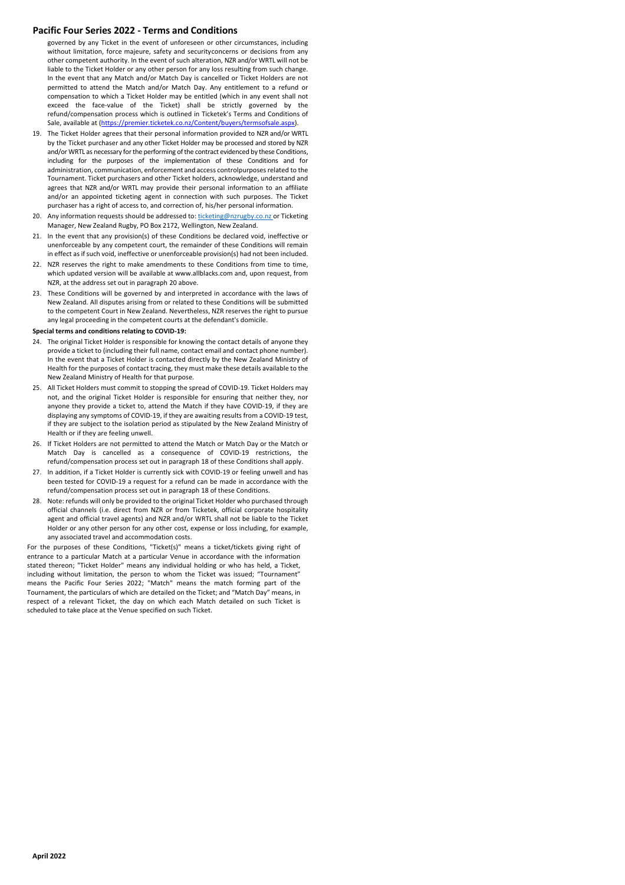## Pacific Four Series 2022 - Terms and Conditions

governed by any Ticket in the event of unforeseen or other circumstances, including without limitation, force majeure, safety and securityconcerns or decisions from any other competent authority. In the event of such alteration, NZR and/or WRTL will not be liable to the Ticket Holder or any other person for any loss resulting from such change. In the event that any Match and/or Match Day is cancelled or Ticket Holders are not permitted to attend the Match and/or Match Day. Any entitlement to a refund or compensation to which a Ticket Holder may be entitled (which in any event shall not exceed the face-value of the Ticket) shall be strictly governed by the refund/compensation process which is outlined in Ticketek's Terms and Conditions of Sale, available at (https://premier.ticketek.co.nz/Content/buyers/termsofsale.aspx).

19. The Ticket Holder agrees that their personal information provided to NZR and/or WRTL by the Ticket purchaser and any other Ticket Holder may be processed and stored by NZR and/or WRTL as necessary for the performing of the contract evidenced by these Conditions, including for the purposes of the implementation of these Conditions and for administration, communication, enforcement and access controlpurposes related to the Tournament. Ticket purchasers and other Ticket holders, acknowledge, understand and agrees that NZR and/or WRTL may provide their personal information to an affiliate and/or an appointed ticketing agent in connection with such purposes. The Ticket purchaser has a right of access to, and correction of, his/her personal information.
20. Any information requests should be addressed to: ticketing@nzrugby.co.nz or Ticketing Manager, New Zealand Rugby, PO Box 2172, Wellington, New Zealand.
21. In the event that any provision(s) of these Conditions be declared void, ineffective or unenforceable by any competent court, the remainder of these Conditions will remain in effect as if such void, ineffective or unenforceable provision(s) had not been included.
22. NZR reserves the right to make amendments to these Conditions from time to time, which updated version will be available at www.allblacks.com and, upon request, from NZR, at the address set out in paragraph 20 above.
23. These Conditions will be governed by and interpreted in accordance with the laws of New Zealand. All disputes arising from or related to these Conditions will be submitted to the competent Court in New Zealand. Nevertheless, NZR reserves the right to pursue any legal proceeding in the competent courts at the defendant's domicile.

**Special terms and conditions relating to COVID-19:**

24. The original Ticket Holder is responsible for knowing the contact details of anyone they provide a ticket to (including their full name, contact email and contact phone number). In the event that a Ticket Holder is contacted directly by the New Zealand Ministry of Health for the purposes of contact tracing, they must make these details available to the New Zealand Ministry of Health for that purpose.
25. All Ticket Holders must commit to stopping the spread of COVID-19. Ticket Holders may not, and the original Ticket Holder is responsible for ensuring that neither they, nor anyone they provide a ticket to, attend the Match if they have COVID-19, if they are displaying any symptoms of COVID-19, if they are awaiting results from a COVID-19 test, if they are subject to the isolation period as stipulated by the New Zealand Ministry of Health or if they are feeling unwell.
26. If Ticket Holders are not permitted to attend the Match or Match Day or the Match or Match Day is cancelled as a consequence of COVID-19 restrictions, the refund/compensation process set out in paragraph 18 of these Conditions shall apply.
27. In addition, if a Ticket Holder is currently sick with COVID-19 or feeling unwell and has been tested for COVID-19 a request for a refund can be made in accordance with the refund/compensation process set out in paragraph 18 of these Conditions.
28. Note: refunds will only be provided to the original Ticket Holder who purchased through official channels (i.e. direct from NZR or from Ticketek, official corporate hospitality agent and official travel agents) and NZR and/or WRTL shall not be liable to the Ticket Holder or any other person for any other cost, expense or loss including, for example, any associated travel and accommodation costs.

For the purposes of these Conditions, "Ticket(s)" means a ticket/tickets giving right of entrance to a particular Match at a particular Venue in accordance with the information stated thereon; "Ticket Holder" means any individual holding or who has held, a Ticket, including without limitation, the person to whom the Ticket was issued; "Tournament" means the Pacific Four Series 2022; "Match" means the match forming part of the Tournament, the particulars of which are detailed on the Ticket; and "Match Day" means, in respect of a relevant Ticket, the day on which each Match detailed on such Ticket is scheduled to take place at the Venue specified on such Ticket.

**April 2022**